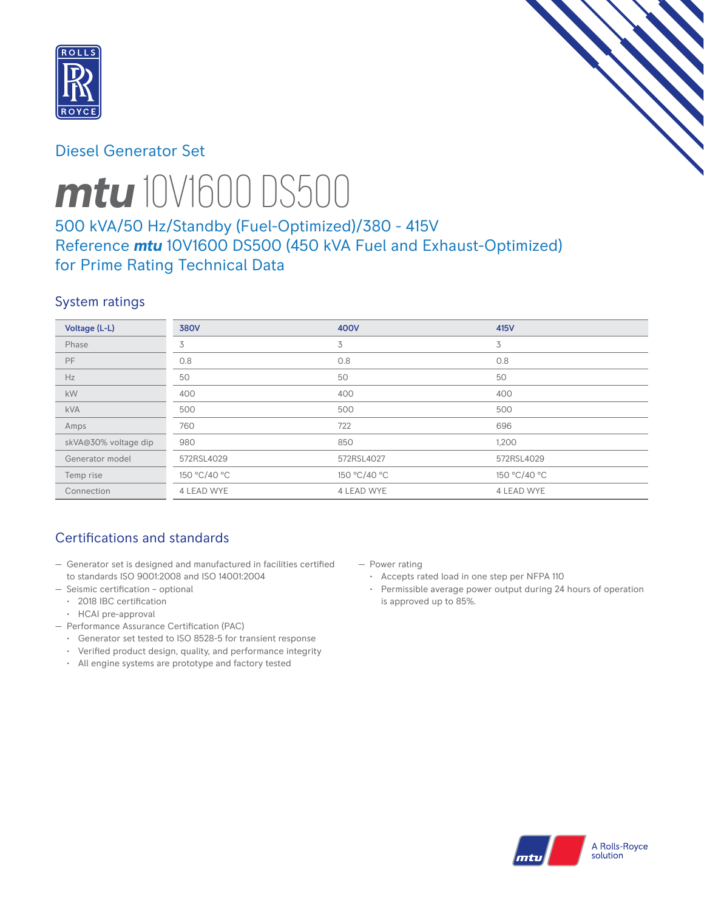Diesel Generator Set

# mtu 10V1600 DS500

## 500 kVA/50 Hz/Standby (Fuel-Optimized)/380 - 415V
## Reference *mtu* 10V1600 DS500 (450 kVA Fuel and Exhaust-Optimized) for Prime Rating Technical Data

### System ratings

| Voltage (L-L) | 380V | 400V | 415V |
|---|---|---|---|
| Phase | 3 | 3 | 3 |
| PF | 0.8 | 0.8 | 0.8 |
| Hz | 50 | 50 | 50 |
| kW | 400 | 400 | 400 |
| kVA | 500 | 500 | 500 |
| Amps | 760 | 722 | 696 |
| skVA@30% voltage dip | 980 | 850 | 1,200 |
| Generator model | 572RSL4029 | 572RSL4027 | 572RSL4029 |
| Temp rise | 150 °C/40 °C | 150 °C/40 °C | 150 °C/40 °C |
| Connection | 4 LEAD WYE | 4 LEAD WYE | 4 LEAD WYE |

### Certifications and standards

- Generator set is designed and manufactured in facilities certified to standards ISO 9001:2008 and ISO 14001:2004
- Seismic certification – optional
  - 2018 IBC certification
  - HCAI pre-approval
- Performance Assurance Certification (PAC)
  - Generator set tested to ISO 8528-5 for transient response
  - Verified product design, quality, and performance integrity
  - All engine systems are prototype and factory tested
- Power rating
  - Accepts rated load in one step per NFPA 110
  - Permissible average power output during 24 hours of operation is approved up to 85%.

A Rolls-Royce solution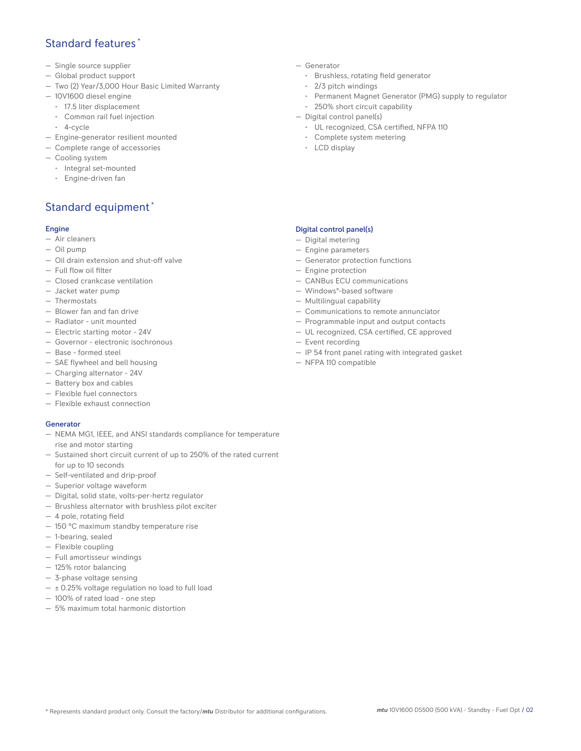## Standard features *

- Single source supplier
- Global product support
- Two (2) Year/3,000 Hour Basic Limited Warranty
- 10V1600 diesel engine
  - 17.5 liter displacement
  - Common rail fuel injection
  - 4-cycle
- Engine-generator resilient mounted
- Complete range of accessories
- Cooling system
  - Integral set-mounted
  - Engine-driven fan
- Generator
  - Brushless, rotating field generator
  - 2/3 pitch windings
  - Permanent Magnet Generator (PMG) supply to regulator
  - 250% short circuit capability
- Digital control panel(s)
  - UL recognized, CSA certified, NFPA 110
  - Complete system metering
  - LCD display

## Standard equipment *

### Engine

- Air cleaners
- Oil pump
- Oil drain extension and shut-off valve
- Full flow oil filter
- Closed crankcase ventilation
- Jacket water pump
- Thermostats
- Blower fan and fan drive
- Radiator - unit mounted
- Electric starting motor - 24V
- Governor - electronic isochronous
- Base - formed steel
- SAE flywheel and bell housing
- Charging alternator - 24V
- Battery box and cables
- Flexible fuel connectors
- Flexible exhaust connection

### Generator

- NEMA MG1, IEEE, and ANSI standards compliance for temperature rise and motor starting
- Sustained short circuit current of up to 250% of the rated current for up to 10 seconds
- Self-ventilated and drip-proof
- Superior voltage waveform
- Digital, solid state, volts-per-hertz regulator
- Brushless alternator with brushless pilot exciter
- 4 pole, rotating field
- 150 °C maximum standby temperature rise
- 1-bearing, sealed
- Flexible coupling
- Full amortisseur windings
- 125% rotor balancing
- 3-phase voltage sensing
- ± 0.25% voltage regulation no load to full load
- 100% of rated load - one step
- 5% maximum total harmonic distortion

### Digital control panel(s)

- Digital metering
- Engine parameters
- Generator protection functions
- Engine protection
- CANBus ECU communications
- Windows®-based software
- Multilingual capability
- Communications to remote annunciator
- Programmable input and output contacts
- UL recognized, CSA certified, CE approved
- Event recording
- IP 54 front panel rating with integrated gasket
- NFPA 110 compatible

* Represents standard product only. Consult the factory/*mtu* Distributor for additional configurations.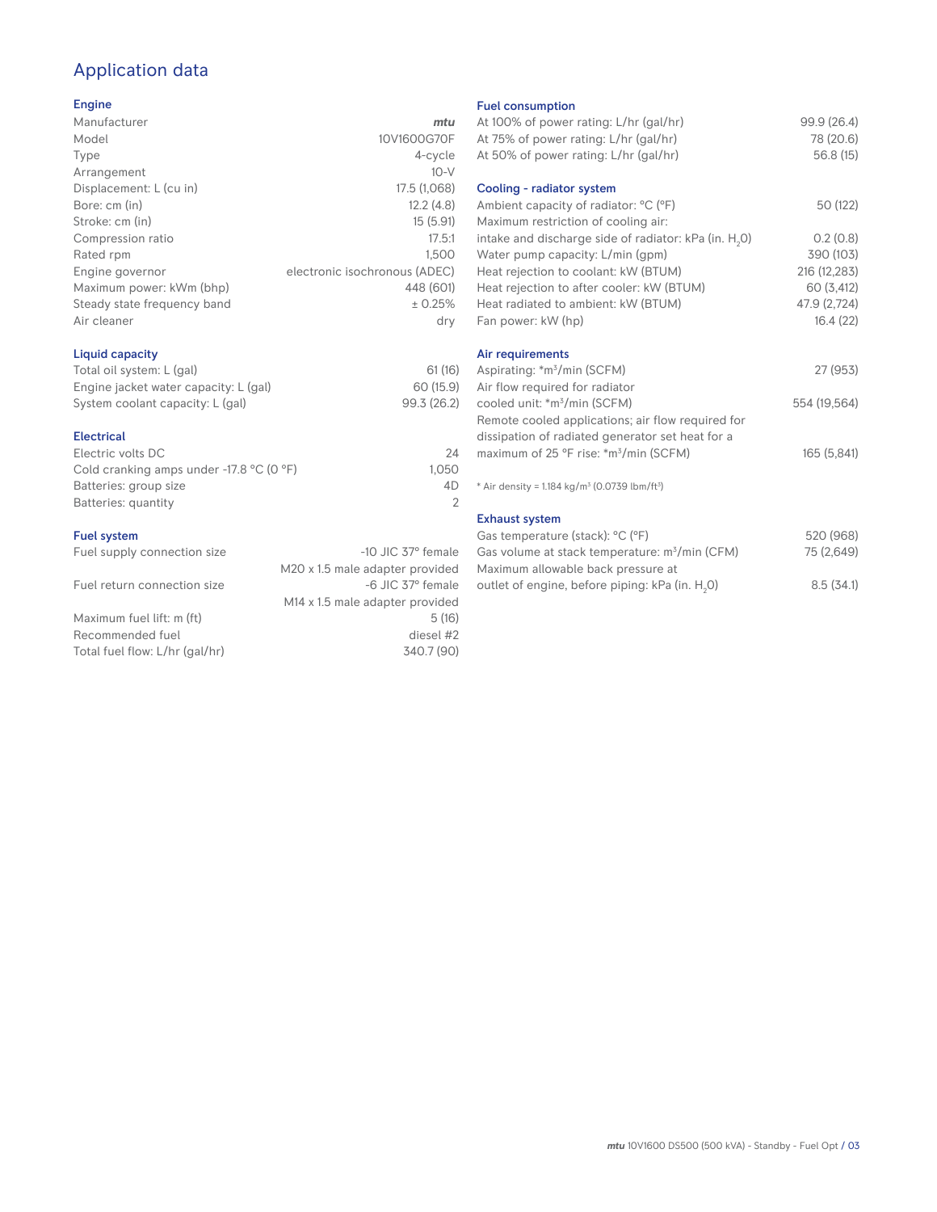# Application data

## Engine

| | |
|---|---|
| Manufacturer | *mtu* |
| Model | 10V1600G70F |
| Type | 4-cycle |
| Arrangement | 10-V |
| Displacement: L (cu in) | 17.5 (1,068) |
| Bore: cm (in) | 12.2 (4.8) |
| Stroke: cm (in) | 15 (5.91) |
| Compression ratio | 17.5:1 |
| Rated rpm | 1,500 |
| Engine governor | electronic isochronous (ADEC) |
| Maximum power: kWm (bhp) | 448 (601) |
| Steady state frequency band | ± 0.25% |
| Air cleaner | dry |

## Liquid capacity

| | |
|---|---|
| Total oil system: L (gal) | 61 (16) |
| Engine jacket water capacity: L (gal) | 60 (15.9) |
| System coolant capacity: L (gal) | 99.3 (26.2) |

## Electrical

| | |
|---|---|
| Electric volts DC | 24 |
| Cold cranking amps under -17.8 °C (0 °F) | 1,050 |
| Batteries: group size | 4D |
| Batteries: quantity | 2 |

## Fuel system

| | |
|---|---|
| Fuel supply connection size | -10 JIC 37° female M20 x 1.5 male adapter provided |
| Fuel return connection size | -6 JIC 37° female M14 x 1.5 male adapter provided |
| Maximum fuel lift: m (ft) | 5 (16) |
| Recommended fuel | diesel #2 |
| Total fuel flow: L/hr (gal/hr) | 340.7 (90) |

## Fuel consumption

| | |
|---|---|
| At 100% of power rating: L/hr (gal/hr) | 99.9 (26.4) |
| At 75% of power rating: L/hr (gal/hr) | 78 (20.6) |
| At 50% of power rating: L/hr (gal/hr) | 56.8 (15) |

## Cooling - radiator system

| | |
|---|---|
| Ambient capacity of radiator: °C (°F) | 50 (122) |
| Maximum restriction of cooling air: intake and discharge side of radiator: kPa (in. $H_2O$) | 0.2 (0.8) |
| Water pump capacity: L/min (gpm) | 390 (103) |
| Heat rejection to coolant: kW (BTUM) | 216 (12,283) |
| Heat rejection to after cooler: kW (BTUM) | 60 (3,412) |
| Heat radiated to ambient: kW (BTUM) | 47.9 (2,724) |
| Fan power: kW (hp) | 16.4 (22) |

## Air requirements

| | |
|---|---|
| Aspirating: *$m^3$/min (SCFM) | 27 (953) |
| Air flow required for radiator cooled unit: *$m^3$/min (SCFM) | 554 (19,564) |
| Remote cooled applications; air flow required for dissipation of radiated generator set heat for a maximum of 25 °F rise: *$m^3$/min (SCFM) | 165 (5,841) |

* Air density = 1.184 kg/$m^3$ (0.0739 lbm/$ft^3$)

## Exhaust system

| | |
|---|---|
| Gas temperature (stack): °C (°F) | 520 (968) |
| Gas volume at stack temperature: $m^3$/min (CFM) | 75 (2,649) |
| Maximum allowable back pressure at outlet of engine, before piping: kPa (in. $H_2O$) | 8.5 (34.1) |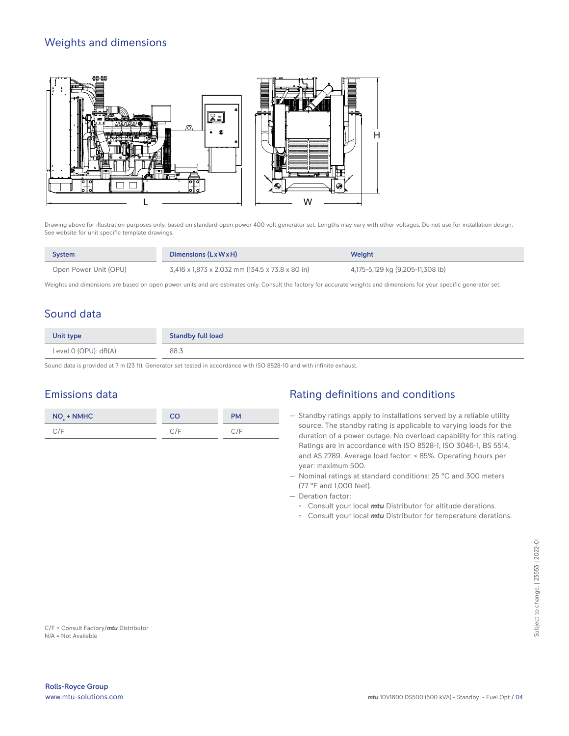## Weights and dimensions

L

W

H

Drawing above for illustration purposes only, based on standard open power 400 volt generator set. Lengths may vary with other voltages. Do not use for installation design. See website for unit specific template drawings.

| System | Dimensions (L x W x H) | Weight |
| --- | --- | --- |
| Open Power Unit (OPU) | 3,416 x 1,873 x 2,032 mm (134.5 x 73.8 x 80 in) | 4,175-5,129 kg (9,205-11,308 lb) |

Weights and dimensions are based on open power units and are estimates only. Consult the factory for accurate weights and dimensions for your specific generator set.

## Sound data

| Unit type | Standby full load |
| --- | --- |
| Level 0 (OPU): dB(A) | 88.3 |

Sound data is provided at 7 m (23 ft). Generator set tested in accordance with ISO 8528-10 and with infinite exhaust.

## Emissions data

| $NO_x$ + NMHC | CO | PM |
| --- | --- | --- |
| C/F | C/F | C/F |

## Rating definitions and conditions

- Standby ratings apply to installations served by a reliable utility source. The standby rating is applicable to varying loads for the duration of a power outage. No overload capability for this rating. Ratings are in accordance with ISO 8528-1, ISO 3046-1, BS 5514, and AS 2789. Average load factor: ≤ 85%. Operating hours per year: maximum 500.
- Nominal ratings at standard conditions: 25 °C and 300 meters (77 °F and 1,000 feet).
- Deration factor:
  - Consult your local ***mtu*** Distributor for altitude derations.
  - Consult your local ***mtu*** Distributor for temperature derations.

C/F = Consult Factory/***mtu*** Distributor
N/A = Not Available

Subject to change. | 23553 | 2022-01

**Rolls-Royce Group**
www.mtu-solutions.com

***mtu*** 10V1600 DS500 (500 kVA) - Standby - Fuel Opt